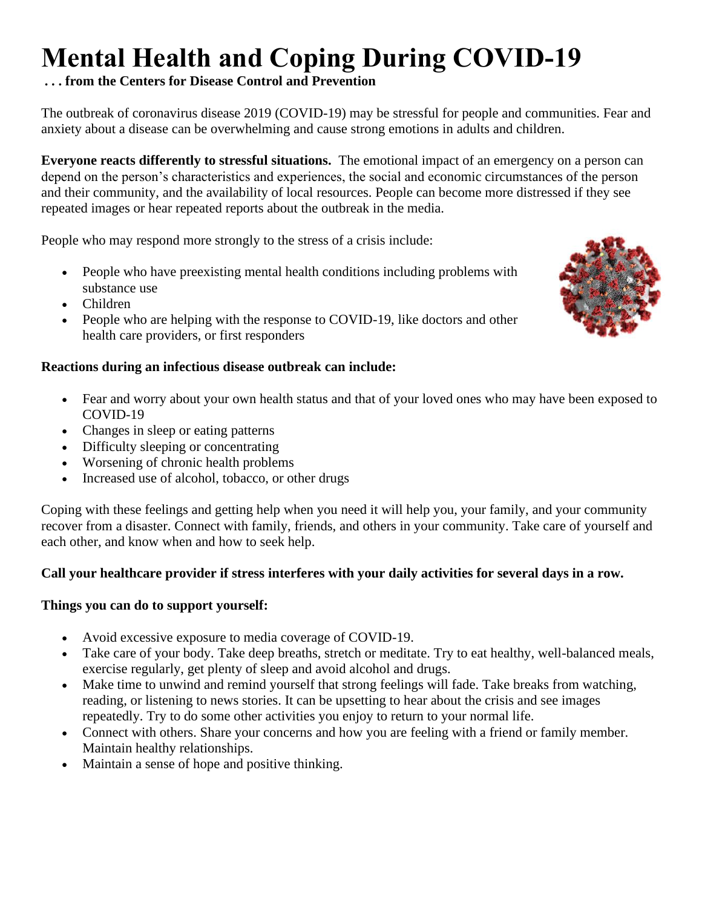# Mental Health and Coping During COVID-19

**. . . from the Centers for Disease Control and Prevention**

The outbreak of coronavirus disease 2019 (COVID-19) may be stressful for people and communities. Fear and anxiety about a disease can be overwhelming and cause strong emotions in adults and children.

**Everyone reacts differently to stressful situations.** The emotional impact of an emergency on a person can depend on the person's characteristics and experiences, the social and economic circumstances of the person and their community, and the availability of local resources. People can become more distressed if they see repeated images or hear repeated reports about the outbreak in the media.

People who may respond more strongly to the stress of a crisis include:

- People who have preexisting mental health conditions including problems with substance use
- Children
- People who are helping with the response to COVID-19, like doctors and other health care providers, or first responders

**Reactions during an infectious disease outbreak can include:**

- Fear and worry about your own health status and that of your loved ones who may have been exposed to COVID-19
- Changes in sleep or eating patterns
- Difficulty sleeping or concentrating
- Worsening of chronic health problems
- Increased use of alcohol, tobacco, or other drugs

Coping with these feelings and getting help when you need it will help you, your family, and your community recover from a disaster. Connect with family, friends, and others in your community. Take care of yourself and each other, and know when and how to seek help.

**Call your healthcare provider if stress interferes with your daily activities for several days in a row.**

**Things you can do to support yourself:**

- Avoid excessive exposure to media coverage of COVID-19.
- Take care of your body. Take deep breaths, stretch or meditate. Try to eat healthy, well-balanced meals, exercise regularly, get plenty of sleep and avoid alcohol and drugs.
- Make time to unwind and remind yourself that strong feelings will fade. Take breaks from watching, reading, or listening to news stories. It can be upsetting to hear about the crisis and see images repeatedly. Try to do some other activities you enjoy to return to your normal life.
- Connect with others. Share your concerns and how you are feeling with a friend or family member. Maintain healthy relationships.
- Maintain a sense of hope and positive thinking.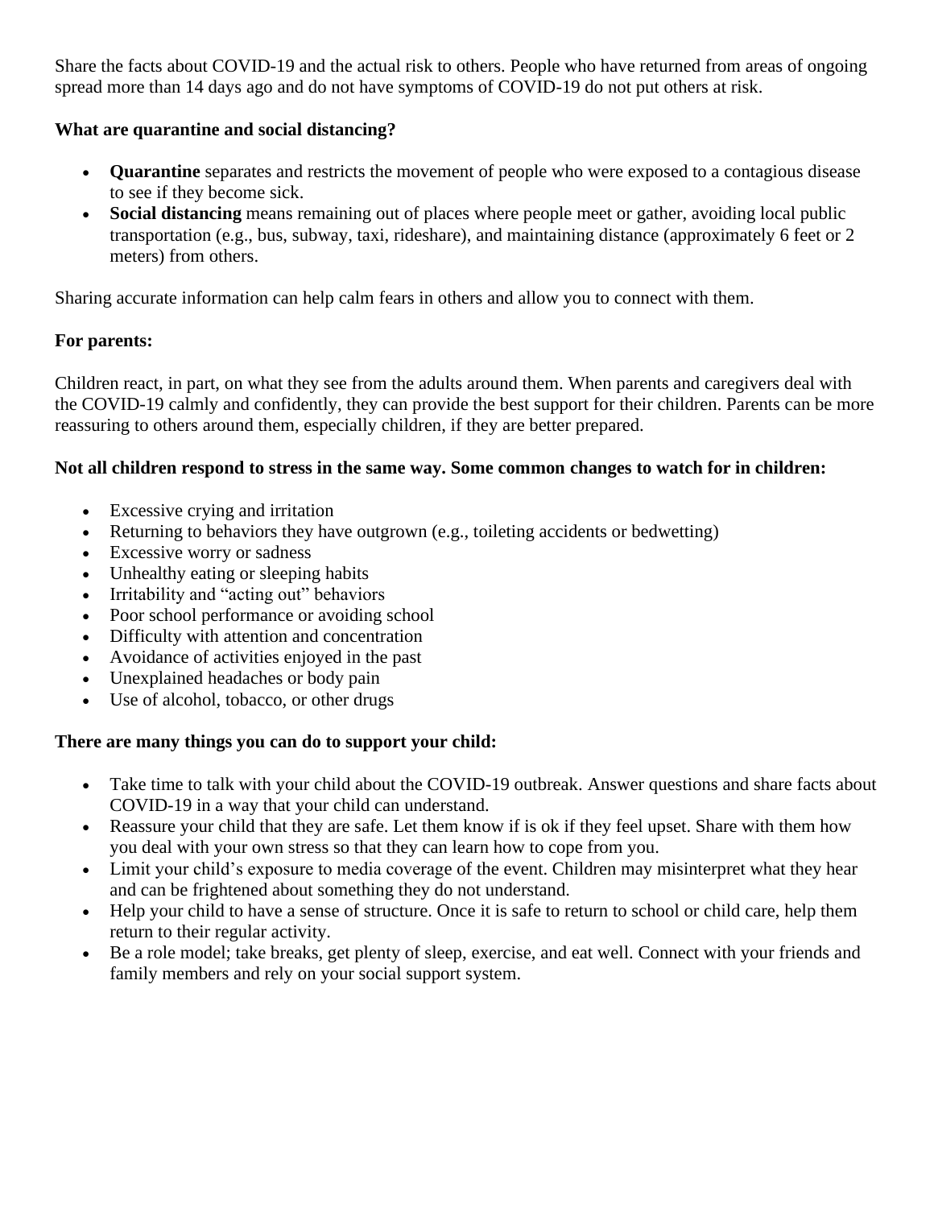Share the facts about COVID-19 and the actual risk to others. People who have returned from areas of ongoing spread more than 14 days ago and do not have symptoms of COVID-19 do not put others at risk.

**What are quarantine and social distancing?**

- **Quarantine** separates and restricts the movement of people who were exposed to a contagious disease to see if they become sick.
- **Social distancing** means remaining out of places where people meet or gather, avoiding local public transportation (e.g., bus, subway, taxi, rideshare), and maintaining distance (approximately 6 feet or 2 meters) from others.

Sharing accurate information can help calm fears in others and allow you to connect with them.

**For parents:**

Children react, in part, on what they see from the adults around them. When parents and caregivers deal with the COVID-19 calmly and confidently, they can provide the best support for their children. Parents can be more reassuring to others around them, especially children, if they are better prepared.

**Not all children respond to stress in the same way. Some common changes to watch for in children:**

- Excessive crying and irritation
- Returning to behaviors they have outgrown (e.g., toileting accidents or bedwetting)
- Excessive worry or sadness
- Unhealthy eating or sleeping habits
- Irritability and "acting out" behaviors
- Poor school performance or avoiding school
- Difficulty with attention and concentration
- Avoidance of activities enjoyed in the past
- Unexplained headaches or body pain
- Use of alcohol, tobacco, or other drugs

**There are many things you can do to support your child:**

- Take time to talk with your child about the COVID-19 outbreak. Answer questions and share facts about COVID-19 in a way that your child can understand.
- Reassure your child that they are safe. Let them know if is ok if they feel upset. Share with them how you deal with your own stress so that they can learn how to cope from you.
- Limit your child's exposure to media coverage of the event. Children may misinterpret what they hear and can be frightened about something they do not understand.
- Help your child to have a sense of structure. Once it is safe to return to school or child care, help them return to their regular activity.
- Be a role model; take breaks, get plenty of sleep, exercise, and eat well. Connect with your friends and family members and rely on your social support system.